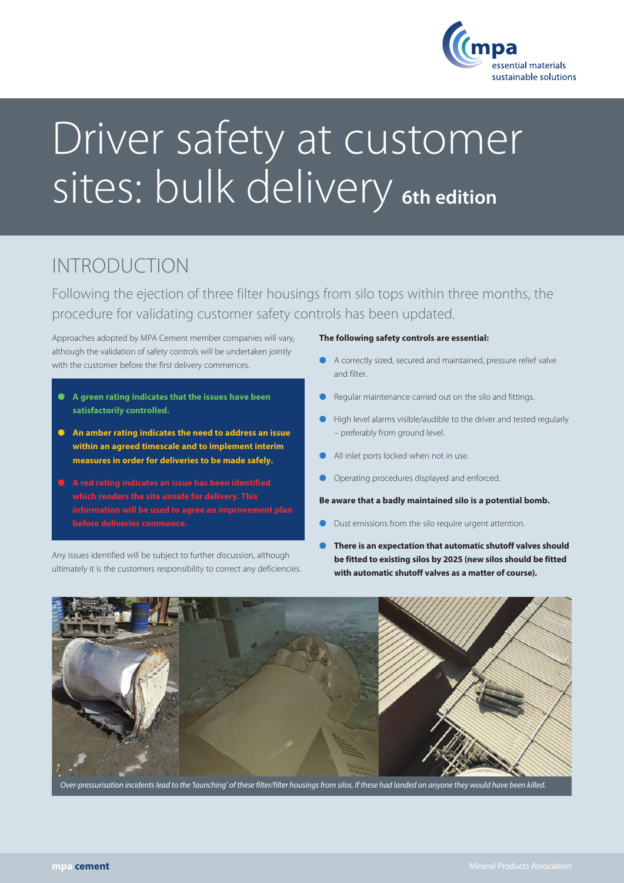# Driver safety at customer sites: bulk delivery 6th edition

## INTRODUCTION

Following the ejection of three filter housings from silo tops within three months, the procedure for validating customer safety controls has been updated.

Approaches adopted by MPA Cement member companies will vary, although the validation of safety controls will be undertaken jointly with the customer before the first delivery commences.

- **A green rating indicates that the issues have been satisfactorily controlled.**
- **An amber rating indicates the need to address an issue within an agreed timescale and to implement interim measures in order for deliveries to be made safely.**
- **A red rating indicates an issue has been identified which renders the site unsafe for delivery. This information will be used to agree an improvement plan before deliveries commence.**

Any issues identified will be subject to further discussion, although ultimately it is the customers responsibility to correct any deficiencies.

**The following safety controls are essential:**

- A correctly sized, secured and maintained, pressure relief valve and filter.
- Regular maintenance carried out on the silo and fittings.
- High level alarms visible/audible to the driver and tested regularly – preferably from ground level.
- All inlet ports locked when not in use.
- Operating procedures displayed and enforced.

**Be aware that a badly maintained silo is a potential bomb.**

- Dust emissions from the silo require urgent attention.
- **There is an expectation that automatic shutoff valves should be fitted to existing silos by 2025 (new silos should be fitted with automatic shutoff valves as a matter of course).**

*Over-pressurisation incidents lead to the 'launching' of these filter/filter housings from silos. If these had landed on anyone they would have been killed.*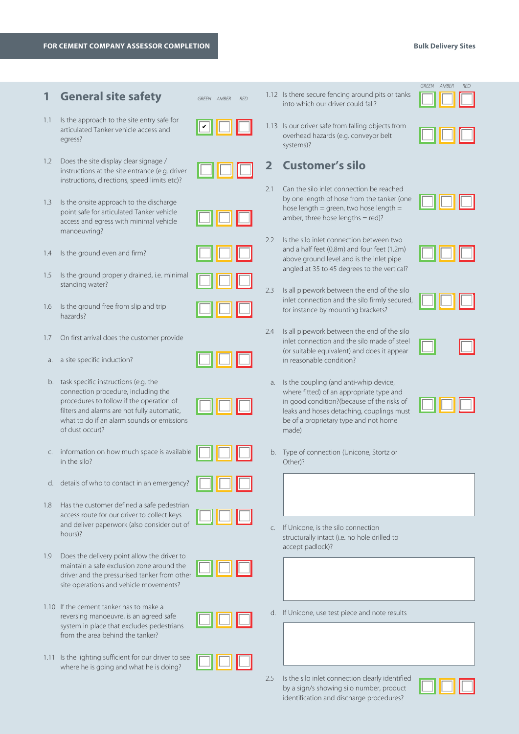**FOR CEMENT COMPANY ASSESSOR COMPLETION** | **Bulk Delivery Sites**

## 1 General site safety

| | Question | GREEN | AMBER | RED |
|---|---|---|---|---|
| 1.1 | Is the approach to the site entry safe for articulated Tanker vehicle access and egress? | ✔ | ☐ | ☐ |
| 1.2 | Does the site display clear signage / instructions at the site entrance (e.g. driver instructions, directions, speed limits etc)? | ☐ | ☐ | ☐ |
| 1.3 | Is the onsite approach to the discharge point safe for articulated Tanker vehicle access and egress with minimal vehicle manoeuvring? | ☐ | ☐ | ☐ |
| 1.4 | Is the ground even and firm? | ☐ | ☐ | ☐ |
| 1.5 | Is the ground properly drained, i.e. minimal standing water? | ☐ | ☐ | ☐ |
| 1.6 | Is the ground free from slip and trip hazards? | ☐ | ☐ | ☐ |
| 1.7 | On first arrival does the customer provide | | | |
| a. | a site specific induction? | ☐ | ☐ | ☐ |
| b. | task specific instructions (e.g. the connection procedure, including the procedures to follow if the operation of filters and alarms are not fully automatic, what to do if an alarm sounds or emissions of dust occur)? | ☐ | ☐ | ☐ |
| c. | information on how much space is available in the silo? | ☐ | ☐ | ☐ |
| d. | details of who to contact in an emergency? | ☐ | ☐ | ☐ |
| 1.8 | Has the customer defined a safe pedestrian access route for our driver to collect keys and deliver paperwork (also consider out of hours)? | ☐ | ☐ | ☐ |
| 1.9 | Does the delivery point allow the driver to maintain a safe exclusion zone around the driver and the pressurised tanker from other site operations and vehicle movements? | ☐ | ☐ | ☐ |
| 1.10 | If the cement tanker has to make a reversing manoeuvre, is an agreed safe system in place that excludes pedestrians from the area behind the tanker? | ☐ | ☐ | ☐ |
| 1.11 | Is the lighting sufficient for our driver to see where he is going and what he is doing? | ☐ | ☐ | ☐ |
| 1.12 | Is there secure fencing around pits or tanks into which our driver could fall? | ☐ | ☐ | ☐ |
| 1.13 | Is our driver safe from falling objects from overhead hazards (e.g. conveyor belt systems)? | ☐ | ☐ | ☐ |

## 2 Customer's silo

| | Question | GREEN | AMBER | RED |
|---|---|---|---|---|
| 2.1 | Can the silo inlet connection be reached by one length of hose from the tanker (one hose length = green, two hose length = amber, three hose lengths = red)? | ☐ | ☐ | ☐ |
| 2.2 | Is the silo inlet connection between two and a half feet (0.8m) and four feet (1.2m) above ground level and is the inlet pipe angled at 35 to 45 degrees to the vertical? | ☐ | ☐ | ☐ |
| 2.3 | Is all pipework between the end of the silo inlet connection and the silo firmly secured, for instance by mounting brackets? | ☐ | ☐ | ☐ |
| 2.4 | Is all pipework between the end of the silo inlet connection and the silo made of steel (or suitable equivalent) and does it appear in reasonable condition? | ☐ | | ☐ |
| a. | Is the coupling (and anti-whip device, where fitted) of an appropriate type and in good condition?(because of the risks of leaks and hoses detaching, couplings must be of a proprietary type and not home made) | ☐ | ☐ | ☐ |

b. Type of connection (Unicone, Stortz or Other)?

| |
|---|
| |

c. If Unicone, is the silo connection structurally intact (i.e. no hole drilled to accept padlock)?

| |
|---|
| |

d. If Unicone, use test piece and note results

| |
|---|
| |

| | Question | GREEN | AMBER | RED |
|---|---|---|---|---|
| 2.5 | Is the silo inlet connection clearly identified by a sign/s showing silo number, product identification and discharge procedures? | ☐ | ☐ | ☐ |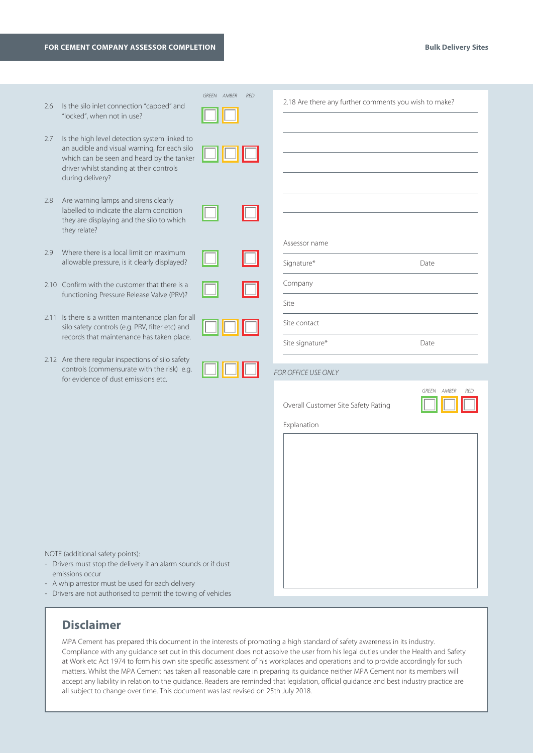**FOR CEMENT COMPANY ASSESSOR COMPLETION**

**Bulk Delivery Sites**

| | | GREEN | AMBER | RED |
|---|---|---|---|---|
| 2.6 | Is the silo inlet connection "capped" and "locked", when not in use? | ☐ | ☐ | |
| 2.7 | Is the high level detection system linked to an audible and visual warning, for each silo which can be seen and heard by the tanker driver whilst standing at their controls during delivery? | ☐ | ☐ | ☐ |
| 2.8 | Are warning lamps and sirens clearly labelled to indicate the alarm condition they are displaying and the silo to which they relate? | ☐ | | ☐ |
| 2.9 | Where there is a local limit on maximum allowable pressure, is it clearly displayed? | ☐ | | ☐ |
| 2.10 | Confirm with the customer that there is a functioning Pressure Release Valve (PRV)? | ☐ | | ☐ |
| 2.11 | Is there is a written maintenance plan for all silo safety controls (e.g. PRV, filter etc) and records that maintenance has taken place. | ☐ | ☐ | ☐ |
| 2.12 | Are there regular inspections of silo safety controls (commensurate with the risk) e.g. for evidence of dust emissions etc. | ☐ | ☐ | ☐ |

NOTE (additional safety points):

- Drivers must stop the delivery if an alarm sounds or if dust emissions occur
- A whip arrestor must be used for each delivery
- Drivers are not authorised to permit the towing of vehicles

2.18 Are there any further comments you wish to make?

Assessor name

Signature* Date

Company

Site

Site contact

Site signature* Date

*FOR OFFICE USE ONLY*

| | GREEN | AMBER | RED |
|---|---|---|---|
| Overall Customer Site Safety Rating | ☐ | ☐ | ☐ |

Explanation

## Disclaimer

MPA Cement has prepared this document in the interests of promoting a high standard of safety awareness in its industry. Compliance with any guidance set out in this document does not absolve the user from his legal duties under the Health and Safety at Work etc Act 1974 to form his own site specific assessment of his workplaces and operations and to provide accordingly for such matters. Whilst the MPA Cement has taken all reasonable care in preparing its guidance neither MPA Cement nor its members will accept any liability in relation to the guidance. Readers are reminded that legislation, official guidance and best industry practice are all subject to change over time. This document was last revised on 25th July 2018.